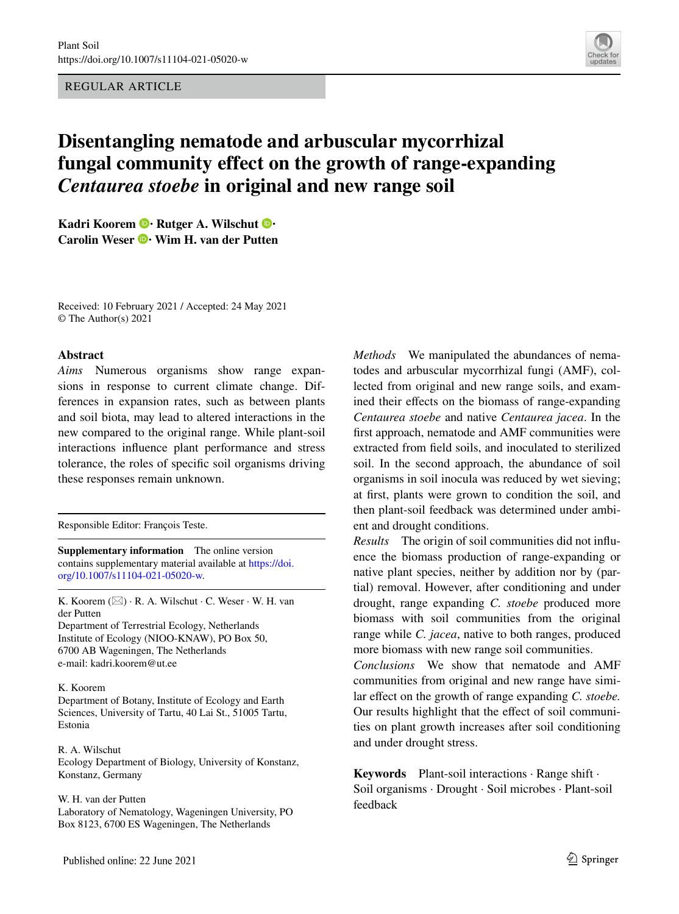REGULAR ARTICLE

# Disentangling nematode and arbuscular mycorrhizal fungal community effect on the growth of range-expanding *Centaurea stoebe* in original and new range soil

**Kadri Koorem · Rutger A. Wilschut · Carolin Weser · Wim H. van der Putten**

Received: 10 February 2021 / Accepted: 24 May 2021
© The Author(s) 2021

## Abstract

*Aims* Numerous organisms show range expansions in response to current climate change. Differences in expansion rates, such as between plants and soil biota, may lead to altered interactions in the new compared to the original range. While plant-soil interactions influence plant performance and stress tolerance, the roles of specific soil organisms driving these responses remain unknown.

*Methods* We manipulated the abundances of nematodes and arbuscular mycorrhizal fungi (AMF), collected from original and new range soils, and examined their effects on the biomass of range-expanding *Centaurea stoebe* and native *Centaurea jacea*. In the first approach, nematode and AMF communities were extracted from field soils, and inoculated to sterilized soil. In the second approach, the abundance of soil organisms in soil inocula was reduced by wet sieving; at first, plants were grown to condition the soil, and then plant-soil feedback was determined under ambient and drought conditions.

*Results* The origin of soil communities did not influence the biomass production of range-expanding or native plant species, neither by addition nor by (partial) removal. However, after conditioning and under drought, range expanding *C. stoebe* produced more biomass with soil communities from the original range while *C. jacea*, native to both ranges, produced more biomass with new range soil communities.

*Conclusions* We show that nematode and AMF communities from original and new range have similar effect on the growth of range expanding *C. stoebe.* Our results highlight that the effect of soil communities on plant growth increases after soil conditioning and under drought stress.

**Keywords** Plant-soil interactions · Range shift · Soil organisms · Drought · Soil microbes · Plant-soil feedback

---

Responsible Editor: François Teste.

**Supplementary information** The online version contains supplementary material available at https://doi.org/10.1007/s11104-021-05020-w.

K. Koorem (✉) · R. A. Wilschut · C. Weser · W. H. van der Putten
Department of Terrestrial Ecology, Netherlands Institute of Ecology (NIOO-KNAW), PO Box 50, 6700 AB Wageningen, The Netherlands
e-mail: kadri.koorem@ut.ee

K. Koorem
Department of Botany, Institute of Ecology and Earth Sciences, University of Tartu, 40 Lai St., 51005 Tartu, Estonia

R. A. Wilschut
Ecology Department of Biology, University of Konstanz, Konstanz, Germany

W. H. van der Putten
Laboratory of Nematology, Wageningen University, PO Box 8123, 6700 ES Wageningen, The Netherlands

Published online: 22 June 2021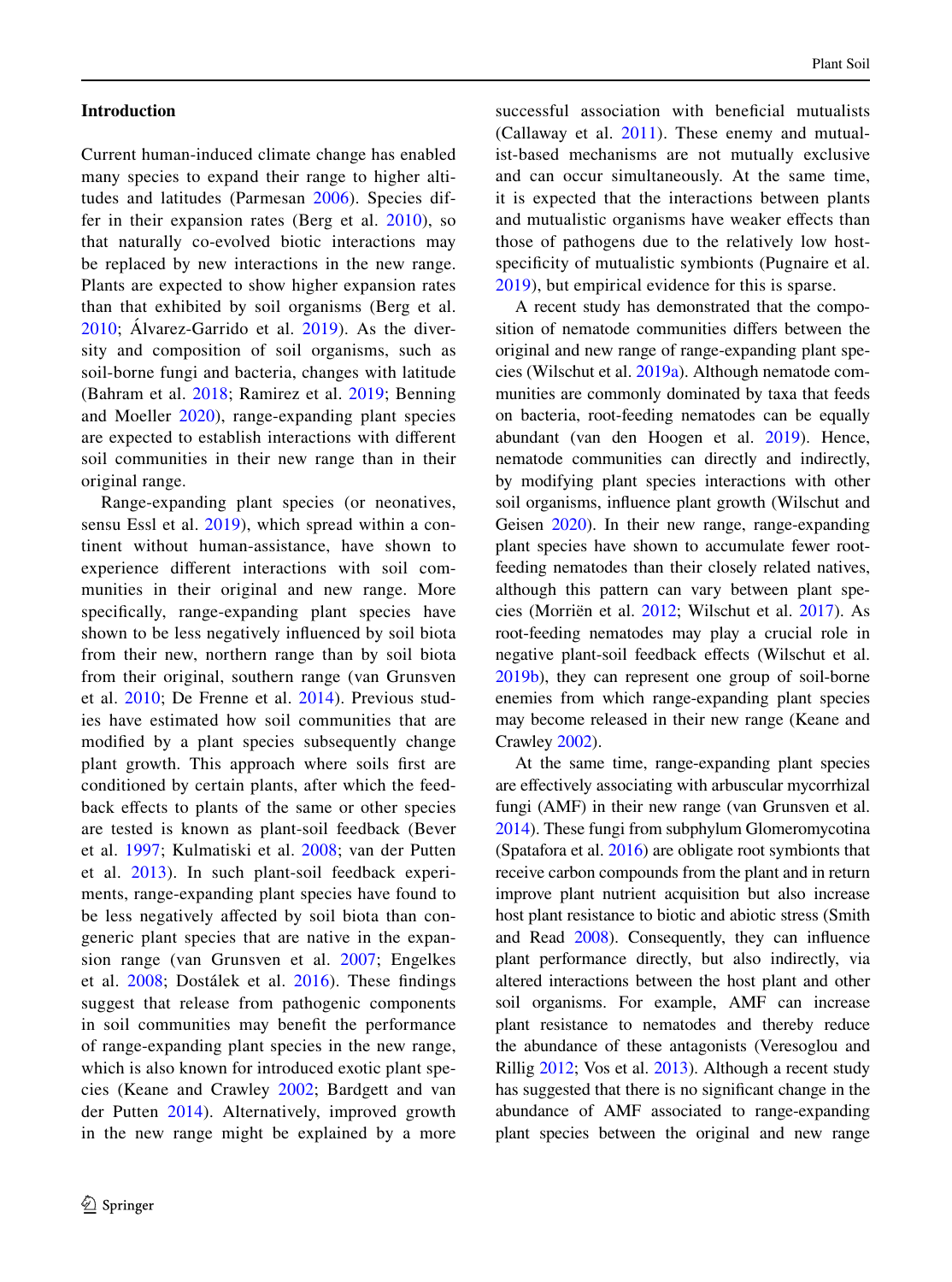## Introduction

Current human-induced climate change has enabled many species to expand their range to higher altitudes and latitudes (Parmesan 2006). Species differ in their expansion rates (Berg et al. 2010), so that naturally co-evolved biotic interactions may be replaced by new interactions in the new range. Plants are expected to show higher expansion rates than that exhibited by soil organisms (Berg et al. 2010; Álvarez-Garrido et al. 2019). As the diversity and composition of soil organisms, such as soil-borne fungi and bacteria, changes with latitude (Bahram et al. 2018; Ramirez et al. 2019; Benning and Moeller 2020), range-expanding plant species are expected to establish interactions with different soil communities in their new range than in their original range.

Range-expanding plant species (or neonatives, sensu Essl et al. 2019), which spread within a continent without human-assistance, have shown to experience different interactions with soil communities in their original and new range. More specifically, range-expanding plant species have shown to be less negatively influenced by soil biota from their new, northern range than by soil biota from their original, southern range (van Grunsven et al. 2010; De Frenne et al. 2014). Previous studies have estimated how soil communities that are modified by a plant species subsequently change plant growth. This approach where soils first are conditioned by certain plants, after which the feedback effects to plants of the same or other species are tested is known as plant-soil feedback (Bever et al. 1997; Kulmatiski et al. 2008; van der Putten et al. 2013). In such plant-soil feedback experiments, range-expanding plant species have found to be less negatively affected by soil biota than congeneric plant species that are native in the expansion range (van Grunsven et al. 2007; Engelkes et al. 2008; Dostálek et al. 2016). These findings suggest that release from pathogenic components in soil communities may benefit the performance of range-expanding plant species in the new range, which is also known for introduced exotic plant species (Keane and Crawley 2002; Bardgett and van der Putten 2014). Alternatively, improved growth in the new range might be explained by a more successful association with beneficial mutualists (Callaway et al. 2011). These enemy and mutualist-based mechanisms are not mutually exclusive and can occur simultaneously. At the same time, it is expected that the interactions between plants and mutualistic organisms have weaker effects than those of pathogens due to the relatively low host-specificity of mutualistic symbionts (Pugnaire et al. 2019), but empirical evidence for this is sparse.

A recent study has demonstrated that the composition of nematode communities differs between the original and new range of range-expanding plant species (Wilschut et al. 2019a). Although nematode communities are commonly dominated by taxa that feeds on bacteria, root-feeding nematodes can be equally abundant (van den Hoogen et al. 2019). Hence, nematode communities can directly and indirectly, by modifying plant species interactions with other soil organisms, influence plant growth (Wilschut and Geisen 2020). In their new range, range-expanding plant species have shown to accumulate fewer root-feeding nematodes than their closely related natives, although this pattern can vary between plant species (Morriën et al. 2012; Wilschut et al. 2017). As root-feeding nematodes may play a crucial role in negative plant-soil feedback effects (Wilschut et al. 2019b), they can represent one group of soil-borne enemies from which range-expanding plant species may become released in their new range (Keane and Crawley 2002).

At the same time, range-expanding plant species are effectively associating with arbuscular mycorrhizal fungi (AMF) in their new range (van Grunsven et al. 2014). These fungi from subphylum Glomeromycotina (Spatafora et al. 2016) are obligate root symbionts that receive carbon compounds from the plant and in return improve plant nutrient acquisition but also increase host plant resistance to biotic and abiotic stress (Smith and Read 2008). Consequently, they can influence plant performance directly, but also indirectly, via altered interactions between the host plant and other soil organisms. For example, AMF can increase plant resistance to nematodes and thereby reduce the abundance of these antagonists (Veresoglou and Rillig 2012; Vos et al. 2013). Although a recent study has suggested that there is no significant change in the abundance of AMF associated to range-expanding plant species between the original and new range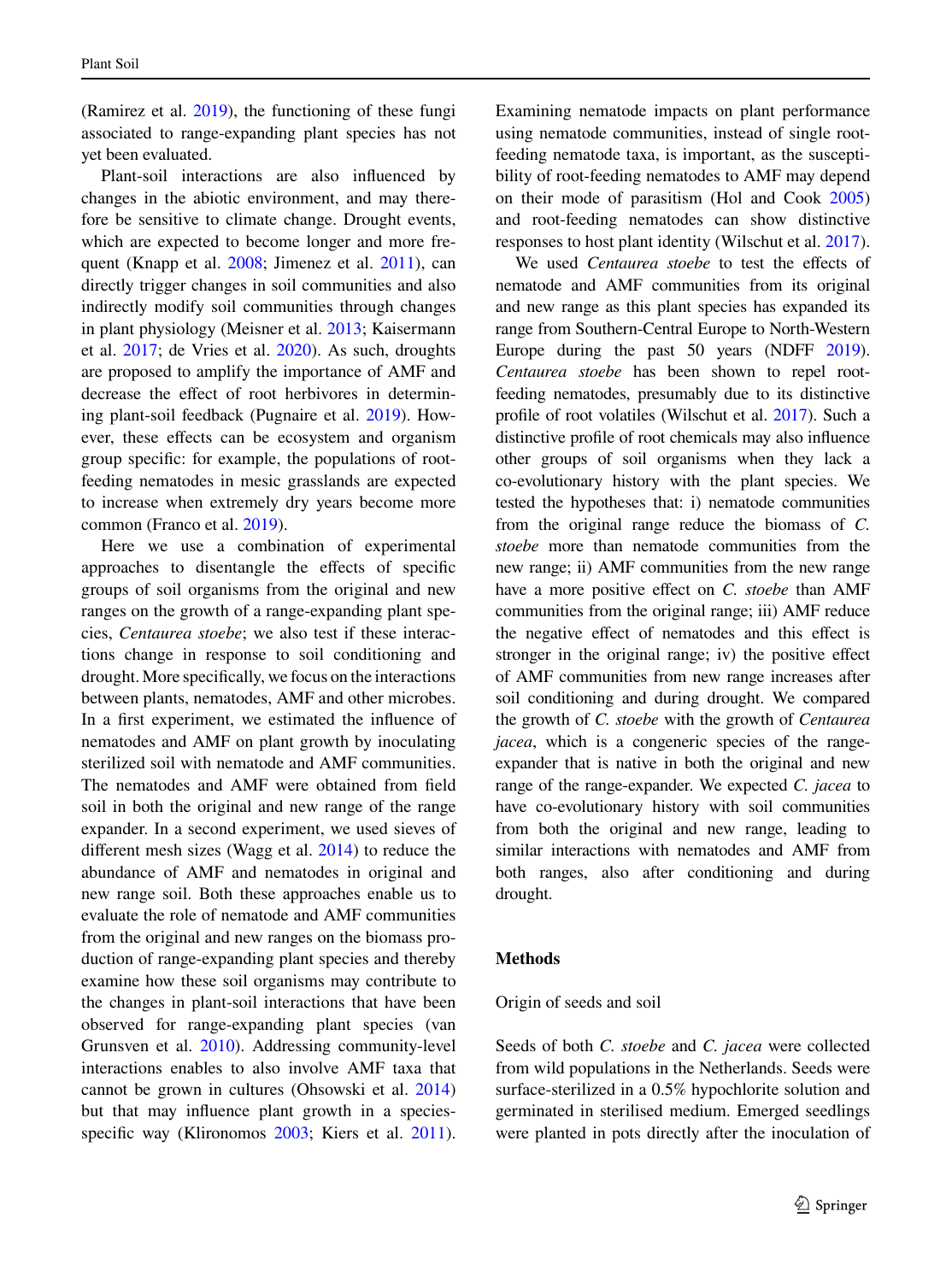(Ramirez et al. 2019), the functioning of these fungi associated to range-expanding plant species has not yet been evaluated.

Plant-soil interactions are also influenced by changes in the abiotic environment, and may therefore be sensitive to climate change. Drought events, which are expected to become longer and more frequent (Knapp et al. 2008; Jimenez et al. 2011), can directly trigger changes in soil communities and also indirectly modify soil communities through changes in plant physiology (Meisner et al. 2013; Kaisermann et al. 2017; de Vries et al. 2020). As such, droughts are proposed to amplify the importance of AMF and decrease the effect of root herbivores in determining plant-soil feedback (Pugnaire et al. 2019). However, these effects can be ecosystem and organism group specific: for example, the populations of root-feeding nematodes in mesic grasslands are expected to increase when extremely dry years become more common (Franco et al. 2019).

Here we use a combination of experimental approaches to disentangle the effects of specific groups of soil organisms from the original and new ranges on the growth of a range-expanding plant species, *Centaurea stoebe*; we also test if these interactions change in response to soil conditioning and drought. More specifically, we focus on the interactions between plants, nematodes, AMF and other microbes. In a first experiment, we estimated the influence of nematodes and AMF on plant growth by inoculating sterilized soil with nematode and AMF communities. The nematodes and AMF were obtained from field soil in both the original and new range of the range expander. In a second experiment, we used sieves of different mesh sizes (Wagg et al. 2014) to reduce the abundance of AMF and nematodes in original and new range soil. Both these approaches enable us to evaluate the role of nematode and AMF communities from the original and new ranges on the biomass production of range-expanding plant species and thereby examine how these soil organisms may contribute to the changes in plant-soil interactions that have been observed for range-expanding plant species (van Grunsven et al. 2010). Addressing community-level interactions enables to also involve AMF taxa that cannot be grown in cultures (Ohsowski et al. 2014) but that may influence plant growth in a species-specific way (Klironomos 2003; Kiers et al. 2011). Examining nematode impacts on plant performance using nematode communities, instead of single root-feeding nematode taxa, is important, as the susceptibility of root-feeding nematodes to AMF may depend on their mode of parasitism (Hol and Cook 2005) and root-feeding nematodes can show distinctive responses to host plant identity (Wilschut et al. 2017).

We used *Centaurea stoebe* to test the effects of nematode and AMF communities from its original and new range as this plant species has expanded its range from Southern-Central Europe to North-Western Europe during the past 50 years (NDFF 2019). *Centaurea stoebe* has been shown to repel root-feeding nematodes, presumably due to its distinctive profile of root volatiles (Wilschut et al. 2017). Such a distinctive profile of root chemicals may also influence other groups of soil organisms when they lack a co-evolutionary history with the plant species. We tested the hypotheses that: i) nematode communities from the original range reduce the biomass of *C. stoebe* more than nematode communities from the new range; ii) AMF communities from the new range have a more positive effect on *C. stoebe* than AMF communities from the original range; iii) AMF reduce the negative effect of nematodes and this effect is stronger in the original range; iv) the positive effect of AMF communities from new range increases after soil conditioning and during drought. We compared the growth of *C. stoebe* with the growth of *Centaurea jacea*, which is a congeneric species of the range-expander that is native in both the original and new range of the range-expander. We expected *C. jacea* to have co-evolutionary history with soil communities from both the original and new range, leading to similar interactions with nematodes and AMF from both ranges, also after conditioning and during drought.

## Methods

### Origin of seeds and soil

Seeds of both *C. stoebe* and *C. jacea* were collected from wild populations in the Netherlands. Seeds were surface-sterilized in a 0.5% hypochlorite solution and germinated in sterilised medium. Emerged seedlings were planted in pots directly after the inoculation of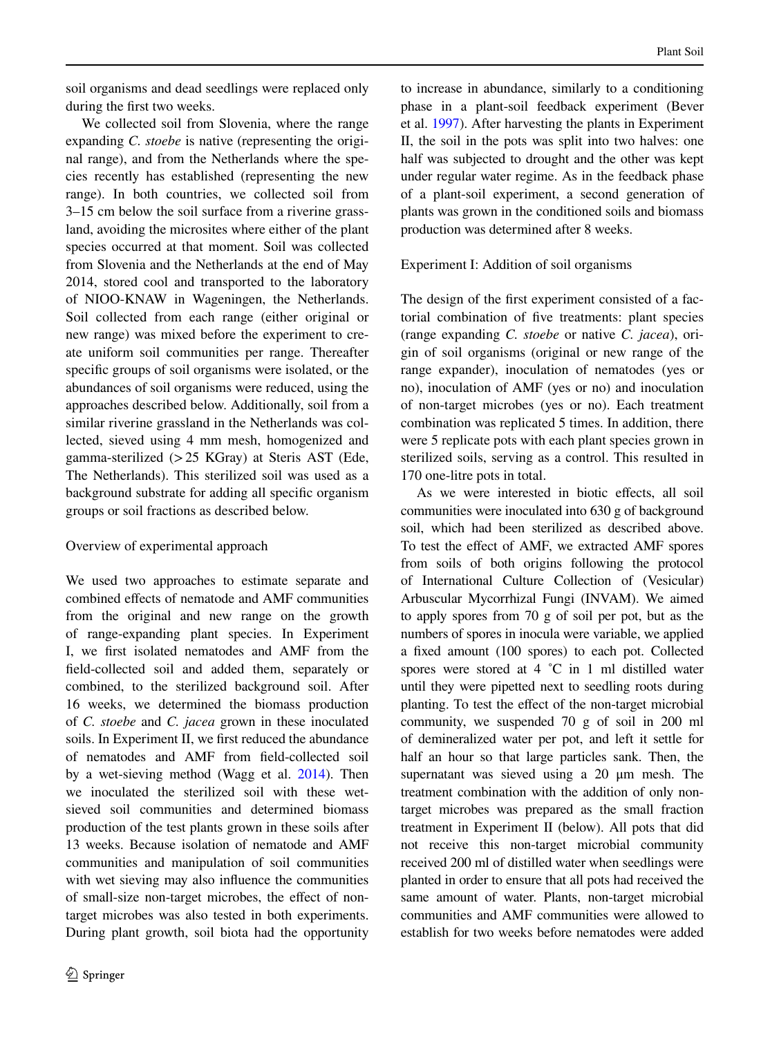soil organisms and dead seedlings were replaced only during the first two weeks.

We collected soil from Slovenia, where the range expanding *C. stoebe* is native (representing the original range), and from the Netherlands where the species recently has established (representing the new range). In both countries, we collected soil from 3–15 cm below the soil surface from a riverine grassland, avoiding the microsites where either of the plant species occurred at that moment. Soil was collected from Slovenia and the Netherlands at the end of May 2014, stored cool and transported to the laboratory of NIOO-KNAW in Wageningen, the Netherlands. Soil collected from each range (either original or new range) was mixed before the experiment to create uniform soil communities per range. Thereafter specific groups of soil organisms were isolated, or the abundances of soil organisms were reduced, using the approaches described below. Additionally, soil from a similar riverine grassland in the Netherlands was collected, sieved using 4 mm mesh, homogenized and gamma-sterilized (> 25 KGray) at Steris AST (Ede, The Netherlands). This sterilized soil was used as a background substrate for adding all specific organism groups or soil fractions as described below.

## Overview of experimental approach

We used two approaches to estimate separate and combined effects of nematode and AMF communities from the original and new range on the growth of range-expanding plant species. In Experiment I, we first isolated nematodes and AMF from the field-collected soil and added them, separately or combined, to the sterilized background soil. After 16 weeks, we determined the biomass production of *C. stoebe* and *C. jacea* grown in these inoculated soils. In Experiment II, we first reduced the abundance of nematodes and AMF from field-collected soil by a wet-sieving method (Wagg et al. 2014). Then we inoculated the sterilized soil with these wet-sieved soil communities and determined biomass production of the test plants grown in these soils after 13 weeks. Because isolation of nematode and AMF communities and manipulation of soil communities with wet sieving may also influence the communities of small-size non-target microbes, the effect of non-target microbes was also tested in both experiments. During plant growth, soil biota had the opportunity to increase in abundance, similarly to a conditioning phase in a plant-soil feedback experiment (Bever et al. 1997). After harvesting the plants in Experiment II, the soil in the pots was split into two halves: one half was subjected to drought and the other was kept under regular water regime. As in the feedback phase of a plant-soil experiment, a second generation of plants was grown in the conditioned soils and biomass production was determined after 8 weeks.

## Experiment I: Addition of soil organisms

The design of the first experiment consisted of a factorial combination of five treatments: plant species (range expanding *C. stoebe* or native *C. jacea*), origin of soil organisms (original or new range of the range expander), inoculation of nematodes (yes or no), inoculation of AMF (yes or no) and inoculation of non-target microbes (yes or no). Each treatment combination was replicated 5 times. In addition, there were 5 replicate pots with each plant species grown in sterilized soils, serving as a control. This resulted in 170 one-litre pots in total.

As we were interested in biotic effects, all soil communities were inoculated into 630 g of background soil, which had been sterilized as described above. To test the effect of AMF, we extracted AMF spores from soils of both origins following the protocol of International Culture Collection of (Vesicular) Arbuscular Mycorrhizal Fungi (INVAM). We aimed to apply spores from 70 g of soil per pot, but as the numbers of spores in inocula were variable, we applied a fixed amount (100 spores) to each pot. Collected spores were stored at 4 ˚C in 1 ml distilled water until they were pipetted next to seedling roots during planting. To test the effect of the non-target microbial community, we suspended 70 g of soil in 200 ml of demineralized water per pot, and left it settle for half an hour so that large particles sank. Then, the supernatant was sieved using a 20 µm mesh. The treatment combination with the addition of only non-target microbes was prepared as the small fraction treatment in Experiment II (below). All pots that did not receive this non-target microbial community received 200 ml of distilled water when seedlings were planted in order to ensure that all pots had received the same amount of water. Plants, non-target microbial communities and AMF communities were allowed to establish for two weeks before nematodes were added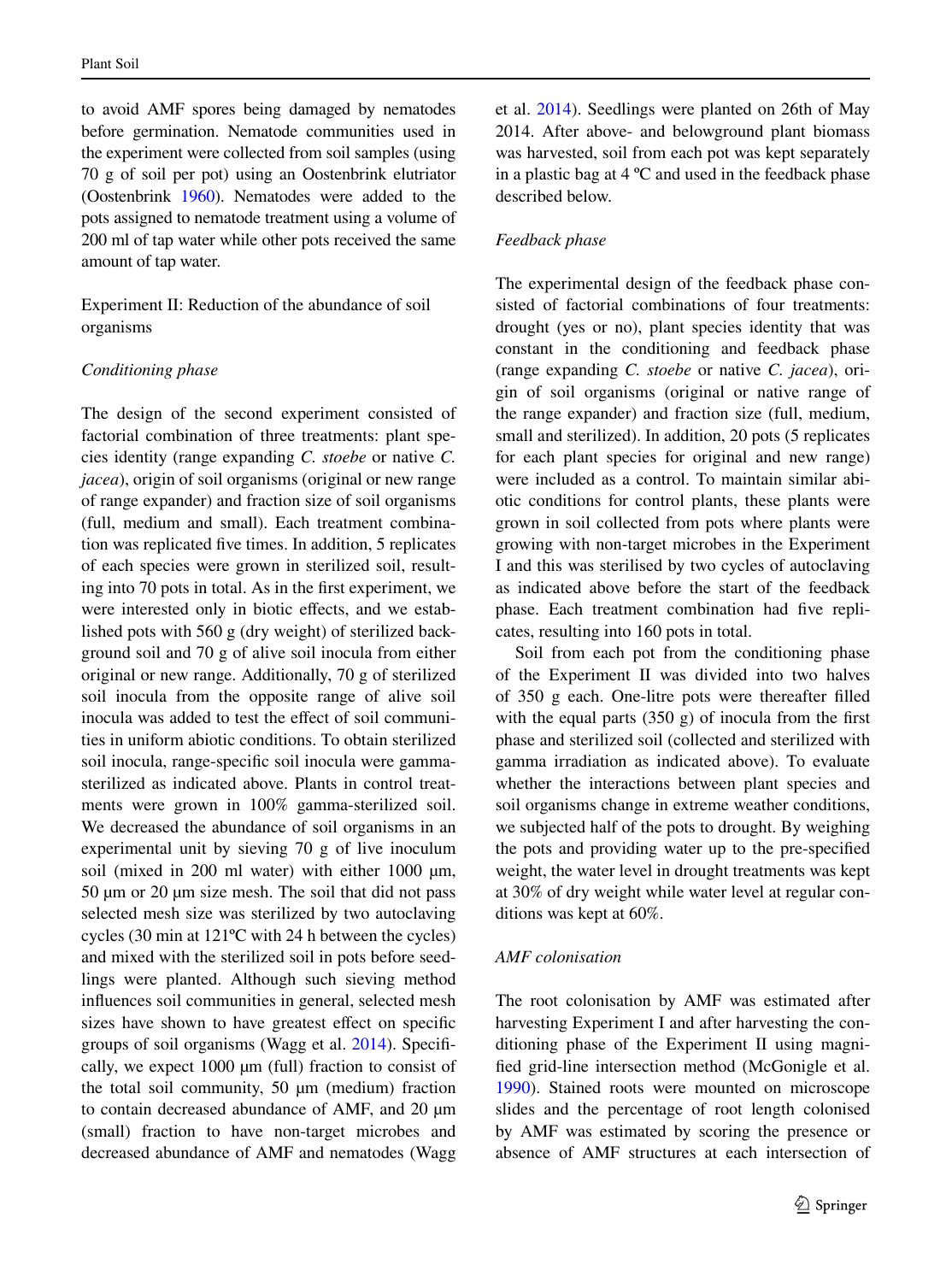to avoid AMF spores being damaged by nematodes before germination. Nematode communities used in the experiment were collected from soil samples (using 70 g of soil per pot) using an Oostenbrink elutriator (Oostenbrink 1960). Nematodes were added to the pots assigned to nematode treatment using a volume of 200 ml of tap water while other pots received the same amount of tap water.

## Experiment II: Reduction of the abundance of soil organisms

### *Conditioning phase*

The design of the second experiment consisted of factorial combination of three treatments: plant species identity (range expanding *C. stoebe* or native *C. jacea*), origin of soil organisms (original or new range of range expander) and fraction size of soil organisms (full, medium and small). Each treatment combination was replicated five times. In addition, 5 replicates of each species were grown in sterilized soil, resulting into 70 pots in total. As in the first experiment, we were interested only in biotic effects, and we established pots with 560 g (dry weight) of sterilized background soil and 70 g of alive soil inocula from either original or new range. Additionally, 70 g of sterilized soil inocula from the opposite range of alive soil inocula was added to test the effect of soil communities in uniform abiotic conditions. To obtain sterilized soil inocula, range-specific soil inocula were gamma-sterilized as indicated above. Plants in control treatments were grown in 100% gamma-sterilized soil. We decreased the abundance of soil organisms in an experimental unit by sieving 70 g of live inoculum soil (mixed in 200 ml water) with either 1000 μm, 50 μm or 20 μm size mesh. The soil that did not pass selected mesh size was sterilized by two autoclaving cycles (30 min at 121ºC with 24 h between the cycles) and mixed with the sterilized soil in pots before seedlings were planted. Although such sieving method influences soil communities in general, selected mesh sizes have shown to have greatest effect on specific groups of soil organisms (Wagg et al. 2014). Specifically, we expect 1000 μm (full) fraction to consist of the total soil community, 50 μm (medium) fraction to contain decreased abundance of AMF, and 20 μm (small) fraction to have non-target microbes and decreased abundance of AMF and nematodes (Wagg et al. 2014). Seedlings were planted on 26th of May 2014. After above- and belowground plant biomass was harvested, soil from each pot was kept separately in a plastic bag at 4 ºC and used in the feedback phase described below.

### *Feedback phase*

The experimental design of the feedback phase consisted of factorial combinations of four treatments: drought (yes or no), plant species identity that was constant in the conditioning and feedback phase (range expanding *C. stoebe* or native *C. jacea*), origin of soil organisms (original or native range of the range expander) and fraction size (full, medium, small and sterilized). In addition, 20 pots (5 replicates for each plant species for original and new range) were included as a control. To maintain similar abiotic conditions for control plants, these plants were grown in soil collected from pots where plants were growing with non-target microbes in the Experiment I and this was sterilised by two cycles of autoclaving as indicated above before the start of the feedback phase. Each treatment combination had five replicates, resulting into 160 pots in total.

Soil from each pot from the conditioning phase of the Experiment II was divided into two halves of 350 g each. One-litre pots were thereafter filled with the equal parts (350 g) of inocula from the first phase and sterilized soil (collected and sterilized with gamma irradiation as indicated above). To evaluate whether the interactions between plant species and soil organisms change in extreme weather conditions, we subjected half of the pots to drought. By weighing the pots and providing water up to the pre-specified weight, the water level in drought treatments was kept at 30% of dry weight while water level at regular conditions was kept at 60%.

### *AMF colonisation*

The root colonisation by AMF was estimated after harvesting Experiment I and after harvesting the conditioning phase of the Experiment II using magnified grid-line intersection method (McGonigle et al. 1990). Stained roots were mounted on microscope slides and the percentage of root length colonised by AMF was estimated by scoring the presence or absence of AMF structures at each intersection of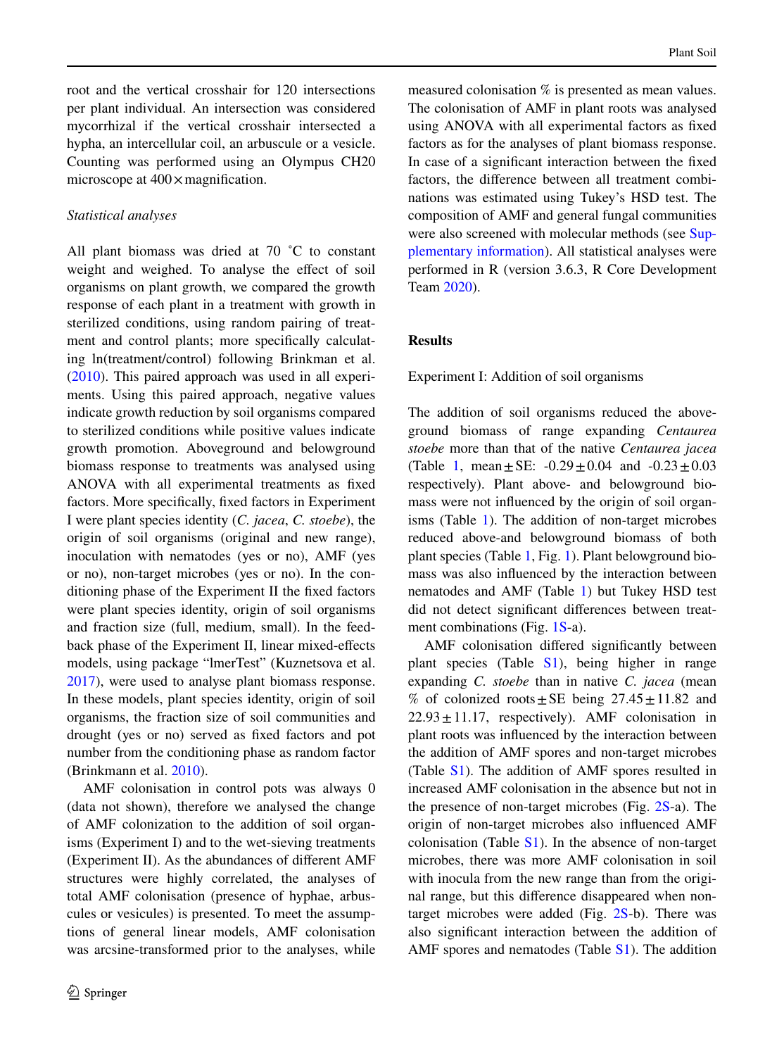root and the vertical crosshair for 120 intersections per plant individual. An intersection was considered mycorrhizal if the vertical crosshair intersected a hypha, an intercellular coil, an arbuscule or a vesicle. Counting was performed using an Olympus CH20 microscope at 400 × magnification.

*Statistical analyses*

All plant biomass was dried at 70 ˚C to constant weight and weighed. To analyse the effect of soil organisms on plant growth, we compared the growth response of each plant in a treatment with growth in sterilized conditions, using random pairing of treatment and control plants; more specifically calculating ln(treatment/control) following Brinkman et al. (2010). This paired approach was used in all experiments. Using this paired approach, negative values indicate growth reduction by soil organisms compared to sterilized conditions while positive values indicate growth promotion. Aboveground and belowground biomass response to treatments was analysed using ANOVA with all experimental treatments as fixed factors. More specifically, fixed factors in Experiment I were plant species identity (*C. jacea*, *C. stoebe*), the origin of soil organisms (original and new range), inoculation with nematodes (yes or no), AMF (yes or no), non-target microbes (yes or no). In the conditioning phase of the Experiment II the fixed factors were plant species identity, origin of soil organisms and fraction size (full, medium, small). In the feedback phase of the Experiment II, linear mixed-effects models, using package "lmerTest" (Kuznetsova et al. 2017), were used to analyse plant biomass response. In these models, plant species identity, origin of soil organisms, the fraction size of soil communities and drought (yes or no) served as fixed factors and pot number from the conditioning phase as random factor (Brinkmann et al. 2010).

AMF colonisation in control pots was always 0 (data not shown), therefore we analysed the change of AMF colonization to the addition of soil organisms (Experiment I) and to the wet-sieving treatments (Experiment II). As the abundances of different AMF structures were highly correlated, the analyses of total AMF colonisation (presence of hyphae, arbuscules or vesicules) is presented. To meet the assumptions of general linear models, AMF colonisation was arcsine-transformed prior to the analyses, while measured colonisation % is presented as mean values. The colonisation of AMF in plant roots was analysed using ANOVA with all experimental factors as fixed factors as for the analyses of plant biomass response. In case of a significant interaction between the fixed factors, the difference between all treatment combinations was estimated using Tukey's HSD test. The composition of AMF and general fungal communities were also screened with molecular methods (see Supplementary information). All statistical analyses were performed in R (version 3.6.3, R Core Development Team 2020).

## Results

### Experiment I: Addition of soil organisms

The addition of soil organisms reduced the aboveground biomass of range expanding *Centaurea stoebe* more than that of the native *Centaurea jacea* (Table 1, mean ± SE: -0.29 ± 0.04 and -0.23 ± 0.03 respectively). Plant above- and belowground biomass were not influenced by the origin of soil organisms (Table 1). The addition of non-target microbes reduced above-and belowground biomass of both plant species (Table 1, Fig. 1). Plant belowground biomass was also influenced by the interaction between nematodes and AMF (Table 1) but Tukey HSD test did not detect significant differences between treatment combinations (Fig. 1S-a).

AMF colonisation differed significantly between plant species (Table S1), being higher in range expanding *C. stoebe* than in native *C. jacea* (mean % of colonized roots ± SE being 27.45 ± 11.82 and 22.93 ± 11.17, respectively). AMF colonisation in plant roots was influenced by the interaction between the addition of AMF spores and non-target microbes (Table S1). The addition of AMF spores resulted in increased AMF colonisation in the absence but not in the presence of non-target microbes (Fig. 2S-a). The origin of non-target microbes also influenced AMF colonisation (Table S1). In the absence of non-target microbes, there was more AMF colonisation in soil with inocula from the new range than from the original range, but this difference disappeared when non-target microbes were added (Fig. 2S-b). There was also significant interaction between the addition of AMF spores and nematodes (Table S1). The addition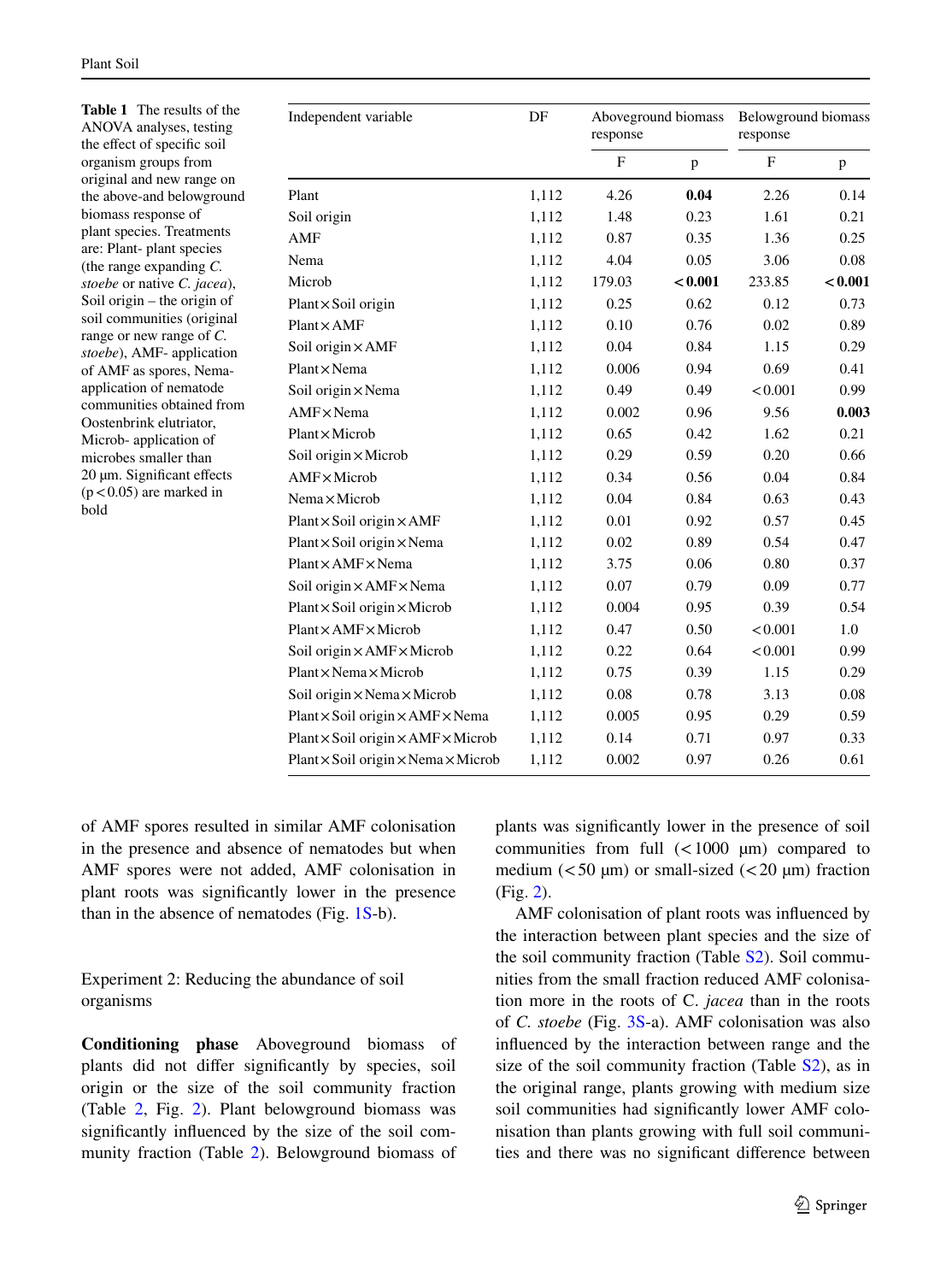**Table 1** The results of the ANOVA analyses, testing the effect of specific soil organism groups from original and new range on the above-and belowground biomass response of plant species. Treatments are: Plant- plant species (the range expanding *C. stoebe* or native *C. jacea*), Soil origin – the origin of soil communities (original range or new range of *C. stoebe*), AMF- application of AMF as spores, Nema- application of nematode communities obtained from Oostenbrink elutriator, Microb- application of microbes smaller than 20 µm. Significant effects ($p < 0.05$) are marked in bold

| Independent variable | DF | Aboveground biomass response | | Belowground biomass response | |
|---|---|---|---|---|---|
| | | F | p | F | p |
| Plant | 1,112 | 4.26 | **0.04** | 2.26 | 0.14 |
| Soil origin | 1,112 | 1.48 | 0.23 | 1.61 | 0.21 |
| AMF | 1,112 | 0.87 | 0.35 | 1.36 | 0.25 |
| Nema | 1,112 | 4.04 | 0.05 | 3.06 | 0.08 |
| Microb | 1,112 | 179.03 | **<0.001** | 233.85 | **<0.001** |
| Plant × Soil origin | 1,112 | 0.25 | 0.62 | 0.12 | 0.73 |
| Plant × AMF | 1,112 | 0.10 | 0.76 | 0.02 | 0.89 |
| Soil origin × AMF | 1,112 | 0.04 | 0.84 | 1.15 | 0.29 |
| Plant × Nema | 1,112 | 0.006 | 0.94 | 0.69 | 0.41 |
| Soil origin × Nema | 1,112 | 0.49 | 0.49 | <0.001 | 0.99 |
| AMF × Nema | 1,112 | 0.002 | 0.96 | 9.56 | **0.003** |
| Plant × Microb | 1,112 | 0.65 | 0.42 | 1.62 | 0.21 |
| Soil origin × Microb | 1,112 | 0.29 | 0.59 | 0.20 | 0.66 |
| AMF × Microb | 1,112 | 0.34 | 0.56 | 0.04 | 0.84 |
| Nema × Microb | 1,112 | 0.04 | 0.84 | 0.63 | 0.43 |
| Plant × Soil origin × AMF | 1,112 | 0.01 | 0.92 | 0.57 | 0.45 |
| Plant × Soil origin × Nema | 1,112 | 0.02 | 0.89 | 0.54 | 0.47 |
| Plant × AMF × Nema | 1,112 | 3.75 | 0.06 | 0.80 | 0.37 |
| Soil origin × AMF × Nema | 1,112 | 0.07 | 0.79 | 0.09 | 0.77 |
| Plant × Soil origin × Microb | 1,112 | 0.004 | 0.95 | 0.39 | 0.54 |
| Plant × AMF × Microb | 1,112 | 0.47 | 0.50 | <0.001 | 1.0 |
| Soil origin × AMF × Microb | 1,112 | 0.22 | 0.64 | <0.001 | 0.99 |
| Plant × Nema × Microb | 1,112 | 0.75 | 0.39 | 1.15 | 0.29 |
| Soil origin × Nema × Microb | 1,112 | 0.08 | 0.78 | 3.13 | 0.08 |
| Plant × Soil origin × AMF × Nema | 1,112 | 0.005 | 0.95 | 0.29 | 0.59 |
| Plant × Soil origin × AMF × Microb | 1,112 | 0.14 | 0.71 | 0.97 | 0.33 |
| Plant × Soil origin × Nema × Microb | 1,112 | 0.002 | 0.97 | 0.26 | 0.61 |

of AMF spores resulted in similar AMF colonisation in the presence and absence of nematodes but when AMF spores were not added, AMF colonisation in plant roots was significantly lower in the presence than in the absence of nematodes (Fig. 1S-b).

### Experiment 2: Reducing the abundance of soil organisms

**Conditioning phase** Aboveground biomass of plants did not differ significantly by species, soil origin or the size of the soil community fraction (Table 2, Fig. 2). Plant belowground biomass was significantly influenced by the size of the soil community fraction (Table 2). Belowground biomass of plants was significantly lower in the presence of soil communities from full (<1000 µm) compared to medium (<50 µm) or small-sized (<20 µm) fraction (Fig. 2).

AMF colonisation of plant roots was influenced by the interaction between plant species and the size of the soil community fraction (Table S2). Soil communities from the small fraction reduced AMF colonisation more in the roots of C. *jacea* than in the roots of *C. stoebe* (Fig. 3S-a). AMF colonisation was also influenced by the interaction between range and the size of the soil community fraction (Table S2), as in the original range, plants growing with medium size soil communities had significantly lower AMF colonisation than plants growing with full soil communities and there was no significant difference between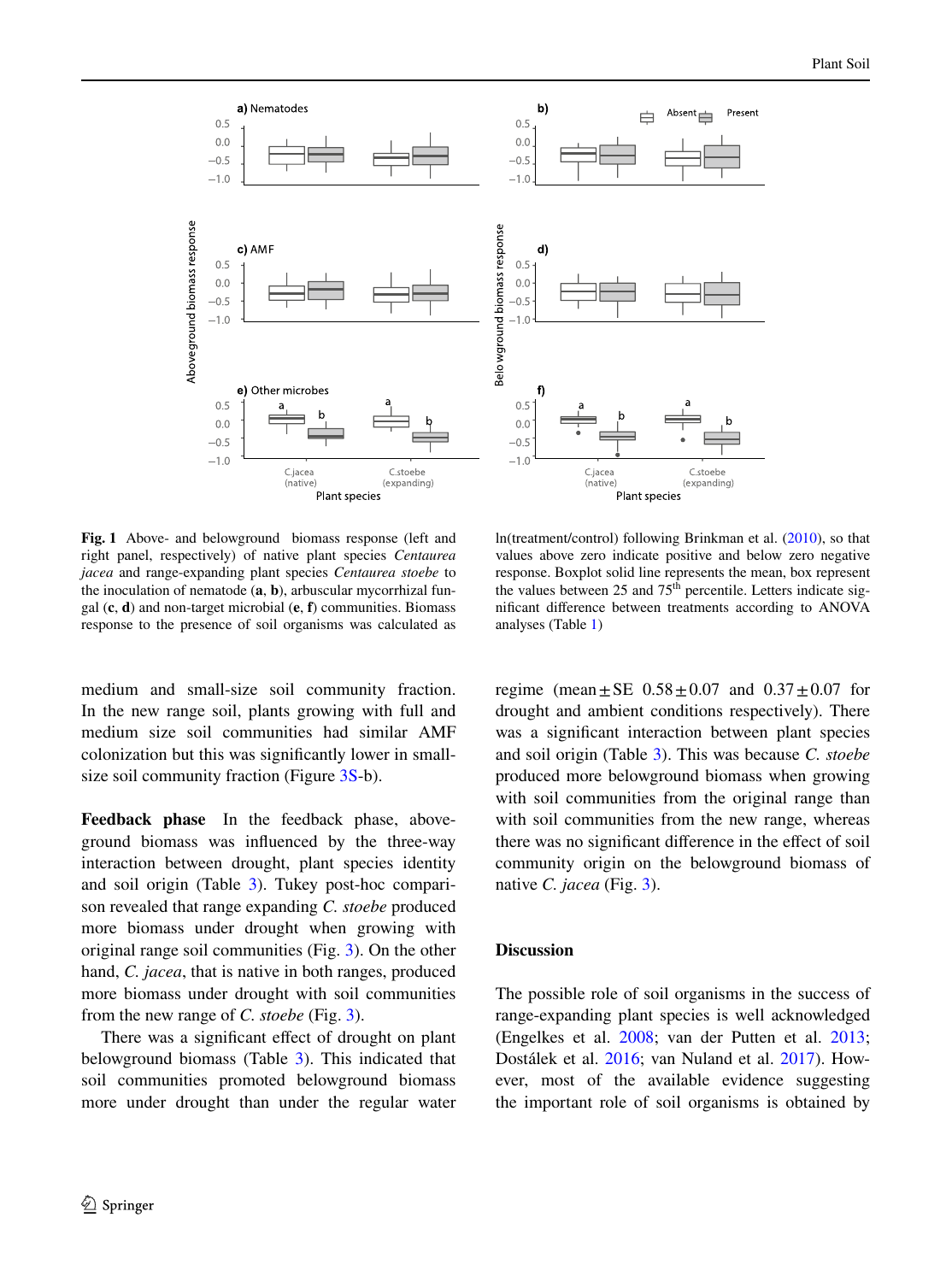**Fig. 1** Above- and belowground biomass response (left and right panel, respectively) of native plant species *Centaurea jacea* and range-expanding plant species *Centaurea stoebe* to the inoculation of nematode (**a**, **b**), arbuscular mycorrhizal fungal (**c**, **d**) and non-target microbial (**e**, **f**) communities. Biomass response to the presence of soil organisms was calculated as ln(treatment/control) following Brinkman et al. (2010), so that values above zero indicate positive and below zero negative response. Boxplot solid line represents the mean, box represent the values between 25 and 75[th] percentile. Letters indicate significant difference between treatments according to ANOVA analyses (Table 1)

medium and small-size soil community fraction. In the new range soil, plants growing with full and medium size soil communities had similar AMF colonization but this was significantly lower in small-size soil community fraction (Figure 3S-b).

**Feedback phase** In the feedback phase, aboveground biomass was influenced by the three-way interaction between drought, plant species identity and soil origin (Table 3). Tukey post-hoc comparison revealed that range expanding *C. stoebe* produced more biomass under drought when growing with original range soil communities (Fig. 3). On the other hand, *C. jacea*, that is native in both ranges, produced more biomass under drought with soil communities from the new range of *C. stoebe* (Fig. 3).

There was a significant effect of drought on plant belowground biomass (Table 3). This indicated that soil communities promoted belowground biomass more under drought than under the regular water regime (mean $\pm$ SE $0.58 \pm 0.07$ and $0.37 \pm 0.07$ for drought and ambient conditions respectively). There was a significant interaction between plant species and soil origin (Table 3). This was because *C. stoebe* produced more belowground biomass when growing with soil communities from the original range than with soil communities from the new range, whereas there was no significant difference in the effect of soil community origin on the belowground biomass of native *C. jacea* (Fig. 3).

## Discussion

The possible role of soil organisms in the success of range-expanding plant species is well acknowledged (Engelkes et al. 2008; van der Putten et al. 2013; Dostálek et al. 2016; van Nuland et al. 2017). However, most of the available evidence suggesting the important role of soil organisms is obtained by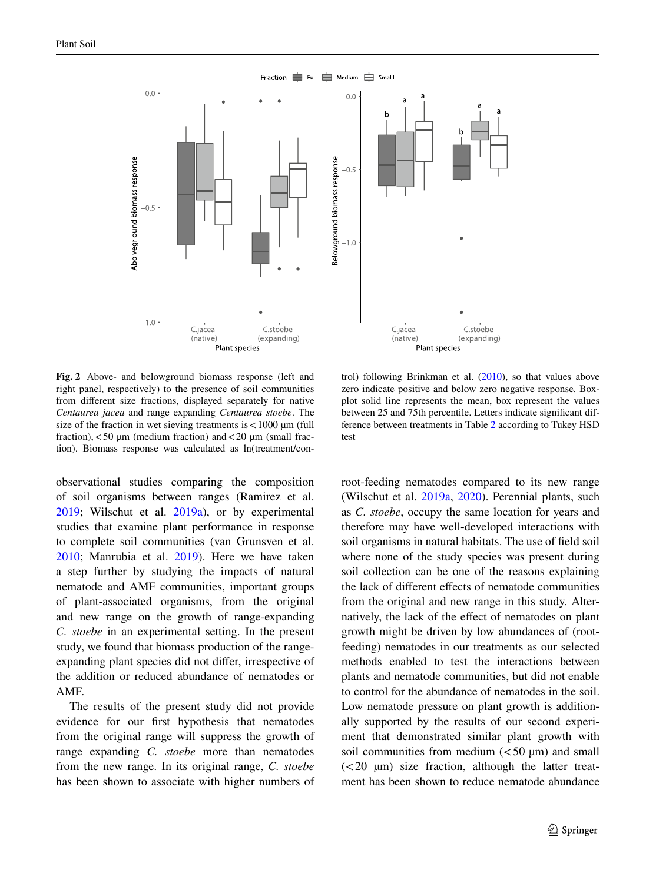**Fig. 2** Above- and belowground biomass response (left and right panel, respectively) to the presence of soil communities from different size fractions, displayed separately for native *Centaurea jacea* and range expanding *Centaurea stoebe*. The size of the fraction in wet sieving treatments is < 1000 µm (full fraction), < 50 µm (medium fraction) and < 20 µm (small fraction). Biomass response was calculated as ln(treatment/control) following Brinkman et al. (2010), so that values above zero indicate positive and below zero negative response. Boxplot solid line represents the mean, box represent the values between 25 and 75th percentile. Letters indicate significant difference between treatments in Table 2 according to Tukey HSD test

observational studies comparing the composition of soil organisms between ranges (Ramirez et al. 2019; Wilschut et al. 2019a), or by experimental studies that examine plant performance in response to complete soil communities (van Grunsven et al. 2010; Manrubia et al. 2019). Here we have taken a step further by studying the impacts of natural nematode and AMF communities, important groups of plant-associated organisms, from the original and new range on the growth of range-expanding *C. stoebe* in an experimental setting. In the present study, we found that biomass production of the range-expanding plant species did not differ, irrespective of the addition or reduced abundance of nematodes or AMF.

The results of the present study did not provide evidence for our first hypothesis that nematodes from the original range will suppress the growth of range expanding *C. stoebe* more than nematodes from the new range. In its original range, *C. stoebe* has been shown to associate with higher numbers of root-feeding nematodes compared to its new range (Wilschut et al. 2019a, 2020). Perennial plants, such as *C. stoebe*, occupy the same location for years and therefore may have well-developed interactions with soil organisms in natural habitats. The use of field soil where none of the study species was present during soil collection can be one of the reasons explaining the lack of different effects of nematode communities from the original and new range in this study. Alternatively, the lack of the effect of nematodes on plant growth might be driven by low abundances of (root-feeding) nematodes in our treatments as our selected methods enabled to test the interactions between plants and nematode communities, but did not enable to control for the abundance of nematodes in the soil. Low nematode pressure on plant growth is additionally supported by the results of our second experiment that demonstrated similar plant growth with soil communities from medium (< 50 µm) and small (< 20 µm) size fraction, although the latter treatment has been shown to reduce nematode abundance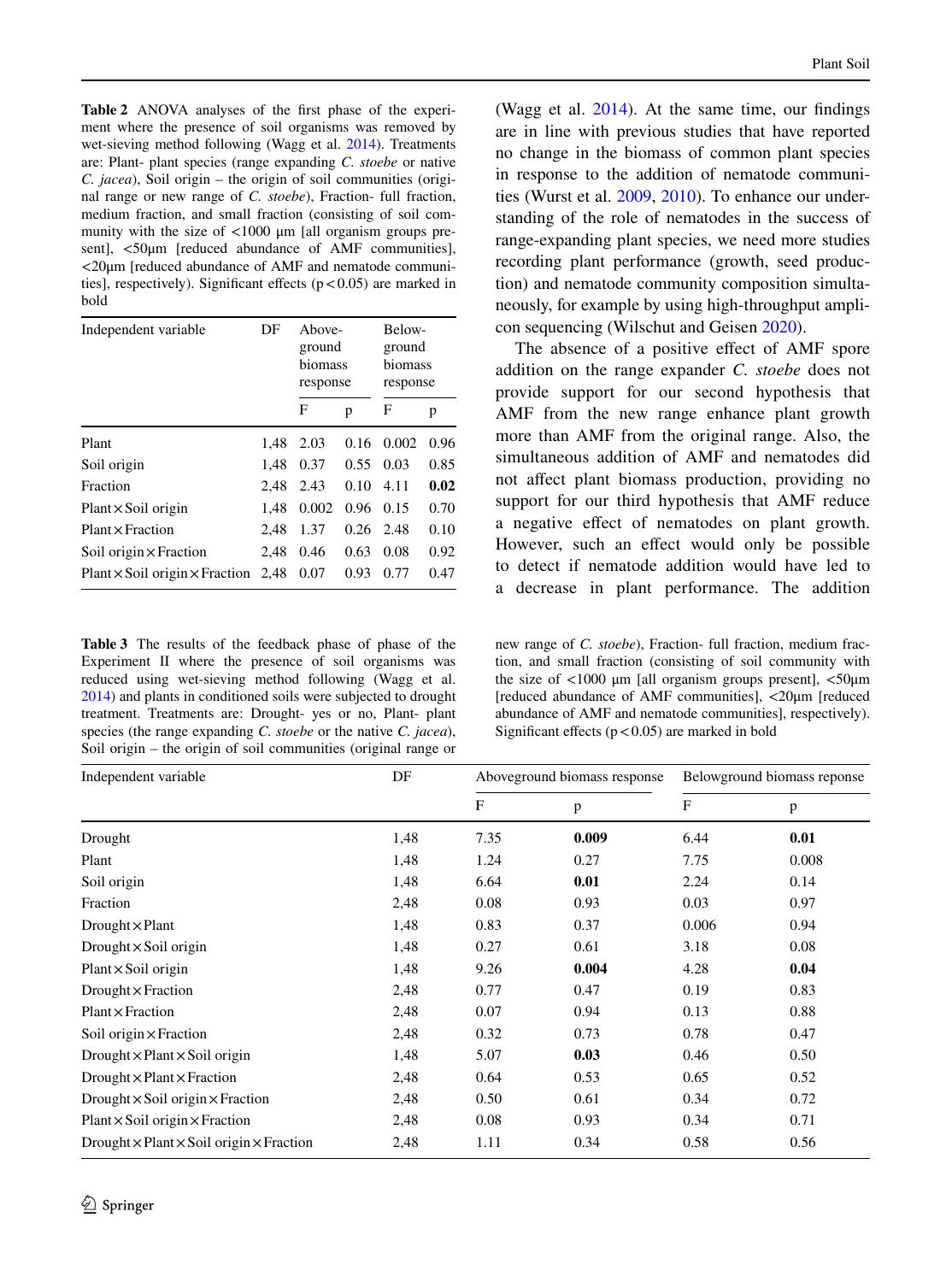**Table 2** ANOVA analyses of the first phase of the experiment where the presence of soil organisms was removed by wet-sieving method following (Wagg et al. 2014). Treatments are: Plant- plant species (range expanding *C. stoebe* or native *C. jacea*), Soil origin – the origin of soil communities (original range or new range of *C. stoebe*), Fraction- full fraction, medium fraction, and small fraction (consisting of soil community with the size of <1000 μm [all organism groups present], <50μm [reduced abundance of AMF communities], <20μm [reduced abundance of AMF and nematode communities], respectively). Significant effects ($p<0.05$) are marked in bold

| Independent variable | DF | Aboveground biomass response | | Belowground biomass response | |
|---|---|---|---|---|---|
| | | F | p | F | p |
| Plant | 1,48 | 2.03 | 0.16 | 0.002 | 0.96 |
| Soil origin | 1,48 | 0.37 | 0.55 | 0.03 | 0.85 |
| Fraction | 2,48 | 2.43 | 0.10 | 4.11 | **0.02** |
| Plant × Soil origin | 1,48 | 0.002 | 0.96 | 0.15 | 0.70 |
| Plant × Fraction | 2,48 | 1.37 | 0.26 | 2.48 | 0.10 |
| Soil origin × Fraction | 2,48 | 0.46 | 0.63 | 0.08 | 0.92 |
| Plant × Soil origin × Fraction | 2,48 | 0.07 | 0.93 | 0.77 | 0.47 |

(Wagg et al. 2014). At the same time, our findings are in line with previous studies that have reported no change in the biomass of common plant species in response to the addition of nematode communities (Wurst et al. 2009, 2010). To enhance our understanding of the role of nematodes in the success of range-expanding plant species, we need more studies recording plant performance (growth, seed production) and nematode community composition simultaneously, for example by using high-throughput amplicon sequencing (Wilschut and Geisen 2020).

The absence of a positive effect of AMF spore addition on the range expander *C. stoebe* does not provide support for our second hypothesis that AMF from the new range enhance plant growth more than AMF from the original range. Also, the simultaneous addition of AMF and nematodes did not affect plant biomass production, providing no support for our third hypothesis that AMF reduce a negative effect of nematodes on plant growth. However, such an effect would only be possible to detect if nematode addition would have led to a decrease in plant performance. The addition

**Table 3** The results of the feedback phase of phase of the Experiment II where the presence of soil organisms was reduced using wet-sieving method following (Wagg et al. 2014) and plants in conditioned soils were subjected to drought treatment. Treatments are: Drought- yes or no, Plant- plant species (the range expanding *C. stoebe* or the native *C. jacea*), Soil origin – the origin of soil communities (original range or new range of *C. stoebe*), Fraction- full fraction, medium fraction, and small fraction (consisting of soil community with the size of <1000 μm [all organism groups present], <50μm [reduced abundance of AMF communities], <20μm [reduced abundance of AMF and nematode communities], respectively). Significant effects ($p<0.05$) are marked in bold

| Independent variable | DF | Aboveground biomass response | | Belowground biomass reponse | |
|---|---|---|---|---|---|
| | | F | p | F | p |
| Drought | 1,48 | 7.35 | **0.009** | 6.44 | **0.01** |
| Plant | 1,48 | 1.24 | 0.27 | 7.75 | 0.008 |
| Soil origin | 1,48 | 6.64 | **0.01** | 2.24 | 0.14 |
| Fraction | 2,48 | 0.08 | 0.93 | 0.03 | 0.97 |
| Drought × Plant | 1,48 | 0.83 | 0.37 | 0.006 | 0.94 |
| Drought × Soil origin | 1,48 | 0.27 | 0.61 | 3.18 | 0.08 |
| Plant × Soil origin | 1,48 | 9.26 | **0.004** | 4.28 | **0.04** |
| Drought × Fraction | 2,48 | 0.77 | 0.47 | 0.19 | 0.83 |
| Plant × Fraction | 2,48 | 0.07 | 0.94 | 0.13 | 0.88 |
| Soil origin × Fraction | 2,48 | 0.32 | 0.73 | 0.78 | 0.47 |
| Drought × Plant × Soil origin | 1,48 | 5.07 | **0.03** | 0.46 | 0.50 |
| Drought × Plant × Fraction | 2,48 | 0.64 | 0.53 | 0.65 | 0.52 |
| Drought × Soil origin × Fraction | 2,48 | 0.50 | 0.61 | 0.34 | 0.72 |
| Plant × Soil origin × Fraction | 2,48 | 0.08 | 0.93 | 0.34 | 0.71 |
| Drought × Plant × Soil origin × Fraction | 2,48 | 1.11 | 0.34 | 0.58 | 0.56 |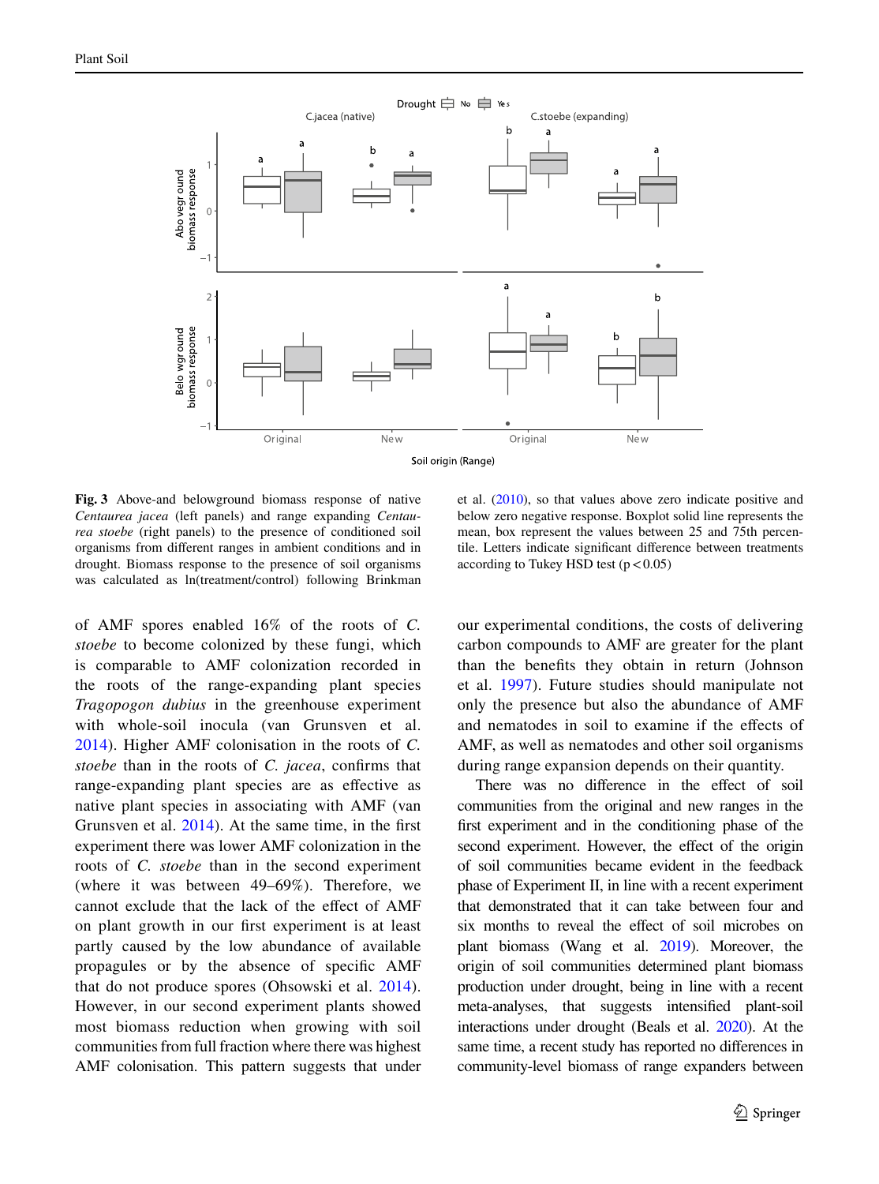**Fig. 3** Above-and belowground biomass response of native *Centaurea jacea* (left panels) and range expanding *Centaurea stoebe* (right panels) to the presence of conditioned soil organisms from different ranges in ambient conditions and in drought. Biomass response to the presence of soil organisms was calculated as ln(treatment/control) following Brinkman et al. (2010), so that values above zero indicate positive and below zero negative response. Boxplot solid line represents the mean, box represent the values between 25 and 75th percentile. Letters indicate significant difference between treatments according to Tukey HSD test ($p < 0.05$)

of AMF spores enabled 16% of the roots of *C. stoebe* to become colonized by these fungi, which is comparable to AMF colonization recorded in the roots of the range-expanding plant species *Tragopogon dubius* in the greenhouse experiment with whole-soil inocula (van Grunsven et al. 2014). Higher AMF colonisation in the roots of *C. stoebe* than in the roots of *C. jacea*, confirms that range-expanding plant species are as effective as native plant species in associating with AMF (van Grunsven et al. 2014). At the same time, in the first experiment there was lower AMF colonization in the roots of *C. stoebe* than in the second experiment (where it was between 49–69%). Therefore, we cannot exclude that the lack of the effect of AMF on plant growth in our first experiment is at least partly caused by the low abundance of available propagules or by the absence of specific AMF that do not produce spores (Ohsowski et al. 2014). However, in our second experiment plants showed most biomass reduction when growing with soil communities from full fraction where there was highest AMF colonisation. This pattern suggests that under our experimental conditions, the costs of delivering carbon compounds to AMF are greater for the plant than the benefits they obtain in return (Johnson et al. 1997). Future studies should manipulate not only the presence but also the abundance of AMF and nematodes in soil to examine if the effects of AMF, as well as nematodes and other soil organisms during range expansion depends on their quantity.

There was no difference in the effect of soil communities from the original and new ranges in the first experiment and in the conditioning phase of the second experiment. However, the effect of the origin of soil communities became evident in the feedback phase of Experiment II, in line with a recent experiment that demonstrated that it can take between four and six months to reveal the effect of soil microbes on plant biomass (Wang et al. 2019). Moreover, the origin of soil communities determined plant biomass production under drought, being in line with a recent meta-analyses, that suggest intensified plant-soil interactions under drought (Beals et al. 2020). At the same time, a recent study has reported no differences in community-level biomass of range expanders between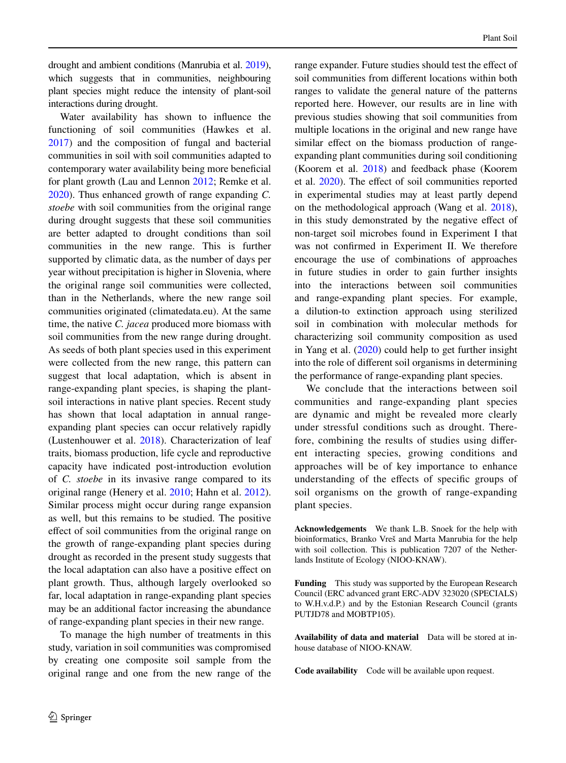drought and ambient conditions (Manrubia et al. 2019), which suggests that in communities, neighbouring plant species might reduce the intensity of plant-soil interactions during drought.

Water availability has shown to influence the functioning of soil communities (Hawkes et al. 2017) and the composition of fungal and bacterial communities in soil with soil communities adapted to contemporary water availability being more beneficial for plant growth (Lau and Lennon 2012; Remke et al. 2020). Thus enhanced growth of range expanding *C. stoebe* with soil communities from the original range during drought suggests that these soil communities are better adapted to drought conditions than soil communities in the new range. This is further supported by climatic data, as the number of days per year without precipitation is higher in Slovenia, where the original range soil communities were collected, than in the Netherlands, where the new range soil communities originated (climatedata.eu). At the same time, the native *C. jacea* produced more biomass with soil communities from the new range during drought. As seeds of both plant species used in this experiment were collected from the new range, this pattern can suggest that local adaptation, which is absent in range-expanding plant species, is shaping the plant-soil interactions in native plant species. Recent study has shown that local adaptation in annual range-expanding plant species can occur relatively rapidly (Lustenhouwer et al. 2018). Characterization of leaf traits, biomass production, life cycle and reproductive capacity have indicated post-introduction evolution of *C. stoebe* in its invasive range compared to its original range (Henery et al. 2010; Hahn et al. 2012). Similar process might occur during range expansion as well, but this remains to be studied. The positive effect of soil communities from the original range on the growth of range-expanding plant species during drought as recorded in the present study suggests that the local adaptation can also have a positive effect on plant growth. Thus, although largely overlooked so far, local adaptation in range-expanding plant species may be an additional factor increasing the abundance of range-expanding plant species in their new range.

To manage the high number of treatments in this study, variation in soil communities was compromised by creating one composite soil sample from the original range and one from the new range of the range expander. Future studies should test the effect of soil communities from different locations within both ranges to validate the general nature of the patterns reported here. However, our results are in line with previous studies showing that soil communities from multiple locations in the original and new range have similar effect on the biomass production of range-expanding plant communities during soil conditioning (Koorem et al. 2018) and feedback phase (Koorem et al. 2020). The effect of soil communities reported in experimental studies may at least partly depend on the methodological approach (Wang et al. 2018), in this study demonstrated by the negative effect of non-target soil microbes found in Experiment I that was not confirmed in Experiment II. We therefore encourage the use of combinations of approaches in future studies in order to gain further insights into the interactions between soil communities and range-expanding plant species. For example, a dilution-to extinction approach using sterilized soil in combination with molecular methods for characterizing soil community composition as used in Yang et al. (2020) could help to get further insight into the role of different soil organisms in determining the performance of range-expanding plant species.

We conclude that the interactions between soil communities and range-expanding plant species are dynamic and might be revealed more clearly under stressful conditions such as drought. Therefore, combining the results of studies using different interacting species, growing conditions and approaches will be of key importance to enhance understanding of the effects of specific groups of soil organisms on the growth of range-expanding plant species.

**Acknowledgements** We thank L.B. Snoek for the help with bioinformatics, Branko Vreš and Marta Manrubia for the help with soil collection. This is publication 7207 of the Netherlands Institute of Ecology (NIOO-KNAW).

**Funding** This study was supported by the European Research Council (ERC advanced grant ERC-ADV 323020 (SPECIALS) to W.H.v.d.P.) and by the Estonian Research Council (grants PUTJD78 and MOBTP105).

**Availability of data and material** Data will be stored at in-house database of NIOO-KNAW.

**Code availability** Code will be available upon request.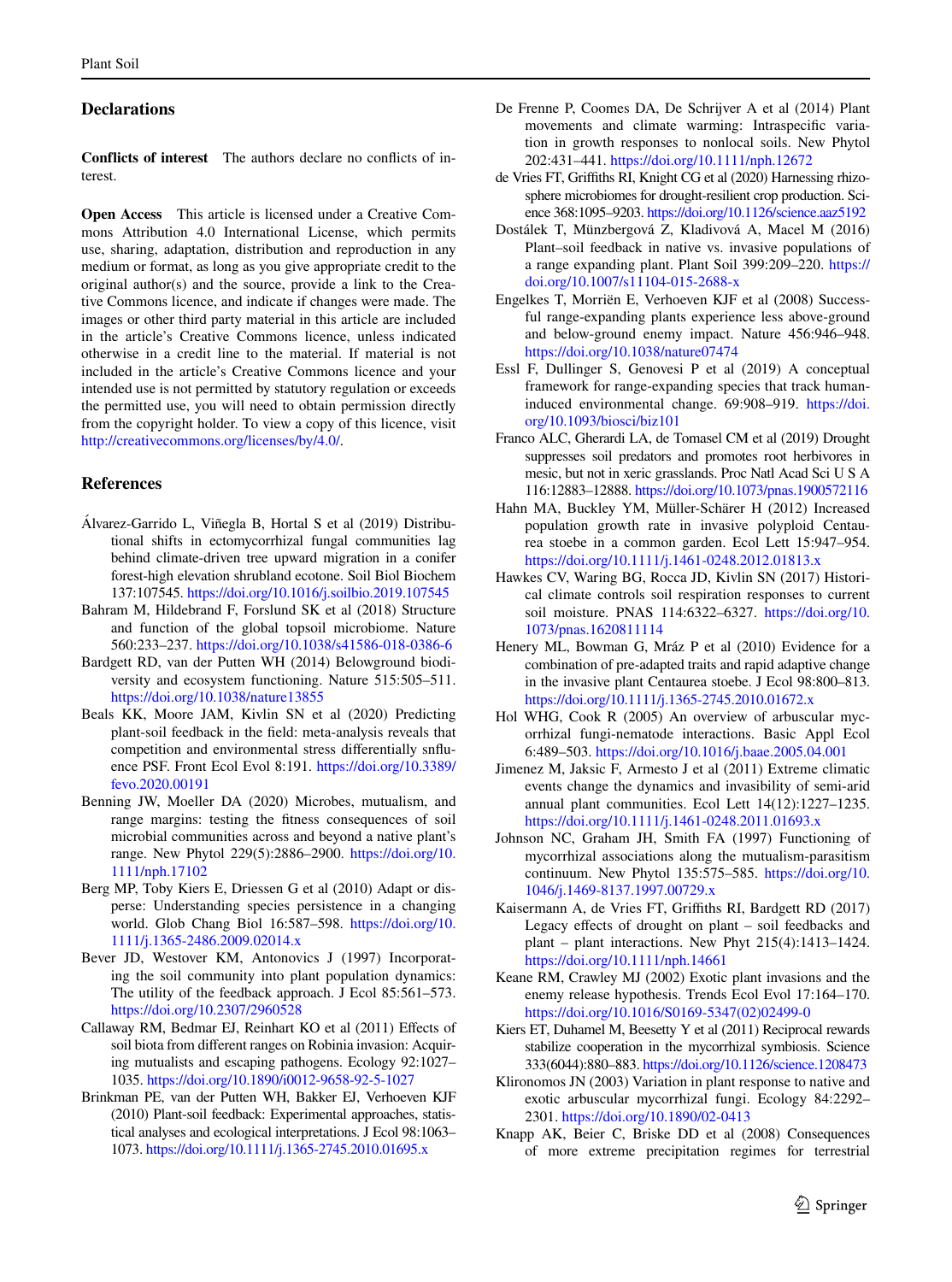## Declarations

**Conflicts of interest** The authors declare no conflicts of interest.

**Open Access** This article is licensed under a Creative Commons Attribution 4.0 International License, which permits use, sharing, adaptation, distribution and reproduction in any medium or format, as long as you give appropriate credit to the original author(s) and the source, provide a link to the Creative Commons licence, and indicate if changes were made. The images or other third party material in this article are included in the article's Creative Commons licence, unless indicated otherwise in a credit line to the material. If material is not included in the article's Creative Commons licence and your intended use is not permitted by statutory regulation or exceeds the permitted use, you will need to obtain permission directly from the copyright holder. To view a copy of this licence, visit http://creativecommons.org/licenses/by/4.0/.

## References

Álvarez-Garrido L, Viñegla B, Hortal S et al (2019) Distributional shifts in ectomycorrizal fungal communities lag behind climate-driven tree upward migration in a conifer forest-high elevation shrubland ecotone. Soil Biol Biochem 137:107545. https://doi.org/10.1016/j.soilbio.2019.107545

Bahram M, Hildebrand F, Forslund SK et al (2018) Structure and function of the global topsoil microbiome. Nature 560:233–237. https://doi.org/10.1038/s41586-018-0386-6

Bardgett RD, van der Putten WH (2014) Belowground biodiversity and ecosystem functioning. Nature 515:505–511. https://doi.org/10.1038/nature13855

Beals KK, Moore JAM, Kivlin SN et al (2020) Predicting plant-soil feedback in the field: meta-analysis reveals that competition and environmental stress differentially snfluence PSF. Front Ecol Evol 8:191. https://doi.org/10.3389/fevo.2020.00191

Benning JW, Moeller DA (2020) Microbes, mutualism, and range margins: testing the fitness consequences of soil microbial communities across and beyond a native plant's range. New Phytol 229(5):2886–2900. https://doi.org/10.1111/nph.17102

Berg MP, Toby Kiers E, Driessen G et al (2010) Adapt or disperse: Understanding species persistence in a changing world. Glob Chang Biol 16:587–598. https://doi.org/10.1111/j.1365-2486.2009.02014.x

Bever JD, Westover KM, Antonovics J (1997) Incorporating the soil community into plant population dynamics: The utility of the feedback approach. J Ecol 85:561–573. https://doi.org/10.2307/2960528

Callaway RM, Bedmar EJ, Reinhart KO et al (2011) Effects of soil biota from different ranges on Robinia invasion: Acquiring mutualists and escaping pathogens. Ecology 92:1027–1035. https://doi.org/10.1890/i0012-9658-92-5-1027

Brinkman PE, van der Putten WH, Bakker EJ, Verhoeven KJF (2010) Plant-soil feedback: Experimental approaches, statistical analyses and ecological interpretations. J Ecol 98:1063–1073. https://doi.org/10.1111/j.1365-2745.2010.01695.x

De Frenne P, Coomes DA, De Schrijver A et al (2014) Plant movements and climate warming: Intraspecific variation in growth responses to nonlocal soils. New Phytol 202:431–441. https://doi.org/10.1111/nph.12672

de Vries FT, Griffiths RI, Knight CG et al (2020) Harnessing rhizosphere microbiomes for drought-resilient crop production. Science 368:1095–9203. https://doi.org/10.1126/science.aaz5192

Dostálek T, Münzbergová Z, Kladivová A, Macel M (2016) Plant–soil feedback in native vs. invasive populations of a range expanding plant. Plant Soil 399:209–220. https://doi.org/10.1007/s11104-015-2688-x

Engelkes T, Morriën E, Verhoeven KJF et al (2008) Successful range-expanding plants experience less above-ground and below-ground enemy impact. Nature 456:946–948. https://doi.org/10.1038/nature07474

Essl F, Dullinger S, Genovesi P et al (2019) A conceptual framework for range-expanding species that track human-induced environmental change. 69:908–919. https://doi.org/10.1093/biosci/biz101

Franco ALC, Gherardi LA, de Tomasel CM et al (2019) Drought suppresses soil predators and promotes root herbivores in mesic, but not in xeric grasslands. Proc Natl Acad Sci U S A 116:12883–12888. https://doi.org/10.1073/pnas.1900572116

Hahn MA, Buckley YM, Müller-Schärer H (2012) Increased population growth rate in invasive polyploid Centaurea stoebe in a common garden. Ecol Lett 15:947–954. https://doi.org/10.1111/j.1461-0248.2012.01813.x

Hawkes CV, Waring BG, Rocca JD, Kivlin SN (2017) Historical climate controls soil respiration responses to current soil moisture. PNAS 114:6322–6327. https://doi.org/10.1073/pnas.1620811114

Henery ML, Bowman G, Mráz P et al (2010) Evidence for a combination of pre-adapted traits and rapid adaptive change in the invasive plant Centaurea stoebe. J Ecol 98:800–813. https://doi.org/10.1111/j.1365-2745.2010.01672.x

Hol WHG, Cook R (2005) An overview of arbuscular mycorrhizal fungi-nematode interactions. Basic Appl Ecol 6:489–503. https://doi.org/10.1016/j.baae.2005.04.001

Jimenez M, Jaksic F, Armesto J et al (2011) Extreme climatic events change the dynamics and invasibility of semi-arid annual plant communities. Ecol Lett 14(12):1227–1235. https://doi.org/10.1111/j.1461-0248.2011.01693.x

Johnson NC, Graham JH, Smith FA (1997) Functioning of mycorrhizal associations along the mutualism-parasitism continuum. New Phytol 135:575–585. https://doi.org/10.1046/j.1469-8137.1997.00729.x

Kaisermann A, de Vries FT, Griffiths RI, Bardgett RD (2017) Legacy effects of drought on plant – soil feedbacks and plant – plant interactions. New Phyt 215(4):1413–1424. https://doi.org/10.1111/nph.14661

Keane RM, Crawley MJ (2002) Exotic plant invasions and the enemy release hypothesis. Trends Ecol Evol 17:164–170. https://doi.org/10.1016/S0169-5347(02)02499-0

Kiers ET, Duhamel M, Beesetty Y et al (2011) Reciprocal rewards stabilize cooperation in the mycorrhizal symbiosis. Science 333(6044):880–883. https://doi.org/10.1126/science.1208473

Klironomos JN (2003) Variation in plant response to native and exotic arbuscular mycorrhizal fungi. Ecology 84:2292–2301. https://doi.org/10.1890/02-0413

Knapp AK, Beier C, Briske DD et al (2008) Consequences of more extreme precipitation regimes for terrestrial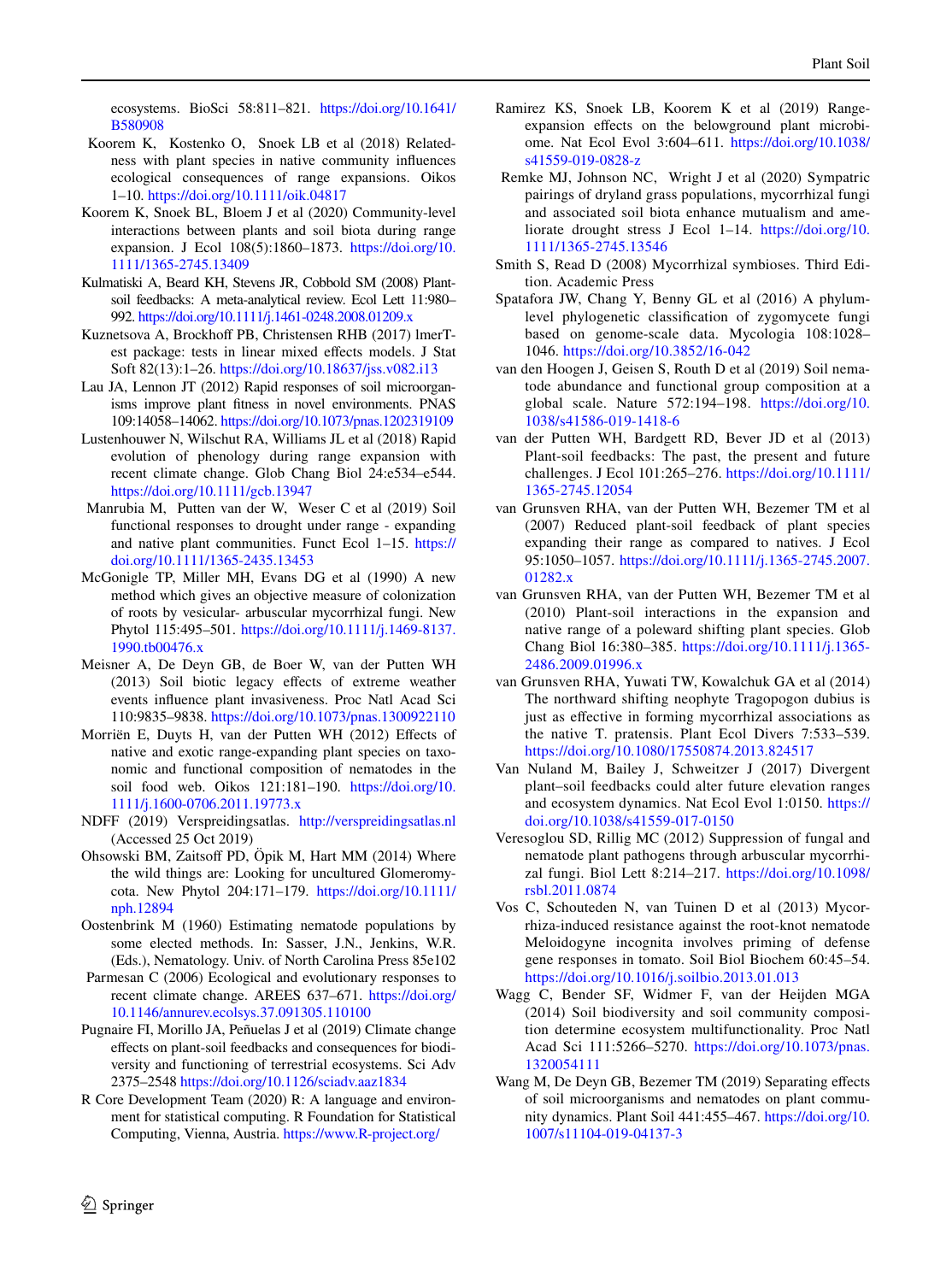ecosystems. BioSci 58:811–821. https://doi.org/10.1641/B580908

Koorem K, Kostenko O, Snoek LB et al (2018) Relatedness with plant species in native community influences ecological consequences of range expansions. Oikos 1–10. https://doi.org/10.1111/oik.04817

Koorem K, Snoek BL, Bloem J et al (2020) Community-level interactions between plants and soil biota during range expansion. J Ecol 108(5):1860–1873. https://doi.org/10.1111/1365-2745.13409

Kulmatiski A, Beard KH, Stevens JR, Cobbold SM (2008) Plant-soil feedbacks: A meta-analytical review. Ecol Lett 11:980–992. https://doi.org/10.1111/j.1461-0248.2008.01209.x

Kuznetsova A, Brockhoff PB, Christensen RHB (2017) lmerTest package: tests in linear mixed effects models. J Stat Soft 82(13):1–26. https://doi.org/10.18637/jss.v082.i13

Lau JA, Lennon JT (2012) Rapid responses of soil microorganisms improve plant fitness in novel environments. PNAS 109:14058–14062. https://doi.org/10.1073/pnas.1202319109

Lustenhouwer N, Wilschut RA, Williams JL et al (2018) Rapid evolution of phenology during range expansion with recent climate change. Glob Chang Biol 24:e534–e544. https://doi.org/10.1111/gcb.13947

Manrubia M, Putten van der W, Weser C et al (2019) Soil functional responses to drought under range - expanding and native plant communities. Funct Ecol 1–15. https://doi.org/10.1111/1365-2435.13453

McGonigle TP, Miller MH, Evans DG et al (1990) A new method which gives an objective measure of colonization of roots by vesicular- arbuscular mycorrhizal fungi. New Phytol 115:495–501. https://doi.org/10.1111/j.1469-8137.1990.tb00476.x

Meisner A, De Deyn GB, de Boer W, van der Putten WH (2013) Soil biotic legacy effects of extreme weather events influence plant invasiveness. Proc Natl Acad Sci 110:9835–9838. https://doi.org/10.1073/pnas.1300922110

Morriën E, Duyts H, van der Putten WH (2012) Effects of native and exotic range-expanding plant species on taxonomic and functional composition of nematodes in the soil food web. Oikos 121:181–190. https://doi.org/10.1111/j.1600-0706.2011.19773.x

NDFF (2019) Verspreidingsatlas. http://verspreidingsatlas.nl (Accessed 25 Oct 2019)

Ohsowski BM, Zaitsoff PD, Öpik M, Hart MM (2014) Where the wild things are: Looking for uncultured Glomeromycota. New Phytol 204:171–179. https://doi.org/10.1111/nph.12894

Oostenbrink M (1960) Estimating nematode populations by some elected methods. In: Sasser, J.N., Jenkins, W.R. (Eds.), Nematology. Univ. of North Carolina Press 85e102

Parmesan C (2006) Ecological and evolutionary responses to recent climate change. AREES 637–671. https://doi.org/10.1146/annurev.ecolsys.37.091305.110100

Pugnaire FI, Morillo JA, Peñuelas J et al (2019) Climate change effects on plant-soil feedbacks and consequences for biodiversity and functioning of terrestrial ecosystems. Sci Adv 2375–2548 https://doi.org/10.1126/sciadv.aaz1834

R Core Development Team (2020) R: A language and environment for statistical computing. R Foundation for Statistical Computing, Vienna, Austria. https://www.R-project.org/

Ramirez KS, Snoek LB, Koorem K et al (2019) Range-expansion effects on the belowground plant microbiome. Nat Ecol Evol 3:604–611. https://doi.org/10.1038/s41559-019-0828-z

Remke MJ, Johnson NC, Wright J et al (2020) Sympatric pairings of dryland grass populations, mycorrhizal fungi and associated soil biota enhance mutualism and ameliorate drought stress J Ecol 1–14. https://doi.org/10.1111/1365-2745.13546

Smith S, Read D (2008) Mycorrhizal symbioses. Third Edition. Academic Press

Spatafora JW, Chang Y, Benny GL et al (2016) A phylum-level phylogenetic classification of zygomycete fungi based on genome-scale data. Mycologia 108:1028–1046. https://doi.org/10.3852/16-042

van den Hoogen J, Geisen S, Routh D et al (2019) Soil nematode abundance and functional group composition at a global scale. Nature 572:194–198. https://doi.org/10.1038/s41586-019-1418-6

van der Putten WH, Bardgett RD, Bever JD et al (2013) Plant-soil feedbacks: The past, the present and future challenges. J Ecol 101:265–276. https://doi.org/10.1111/1365-2745.12054

van Grunsven RHA, van der Putten WH, Bezemer TM et al (2007) Reduced plant-soil feedback of plant species expanding their range as compared to natives. J Ecol 95:1050–1057. https://doi.org/10.1111/j.1365-2745.2007.01282.x

van Grunsven RHA, van der Putten WH, Bezemer TM et al (2010) Plant-soil interactions in the expansion and native range of a poleward shifting plant species. Glob Chang Biol 16:380–385. https://doi.org/10.1111/j.1365-2486.2009.01996.x

van Grunsven RHA, Yuwati TW, Kowalchuk GA et al (2014) The northward shifting neophyte Tragopogon dubius is just as effective in forming mycorrhizal associations as the native T. pratensis. Plant Ecol Divers 7:533–539. https://doi.org/10.1080/17550874.2013.824517

Van Nuland M, Bailey J, Schweitzer J (2017) Divergent plant–soil feedbacks could alter future elevation ranges and ecosystem dynamics. Nat Ecol Evol 1:0150. https://doi.org/10.1038/s41559-017-0150

Veresoglou SD, Rillig MC (2012) Suppression of fungal and nematode plant pathogens through arbuscular mycorrhizal fungi. Biol Lett 8:214–217. https://doi.org/10.1098/rsbl.2011.0874

Vos C, Schouteden N, van Tuinen D et al (2013) Mycorrhiza-induced resistance against the root-knot nematode Meloidogyne incognita involves priming of defense gene responses in tomato. Soil Biol Biochem 60:45–54. https://doi.org/10.1016/j.soilbio.2013.01.013

Wagg C, Bender SF, Widmer F, van der Heijden MGA (2014) Soil biodiversity and soil community composition determine ecosystem multifunctionality. Proc Natl Acad Sci 111:5266–5270. https://doi.org/10.1073/pnas.1320054111

Wang M, De Deyn GB, Bezemer TM (2019) Separating effects of soil microorganisms and nematodes on plant community dynamics. Plant Soil 441:455–467. https://doi.org/10.1007/s11104-019-04137-3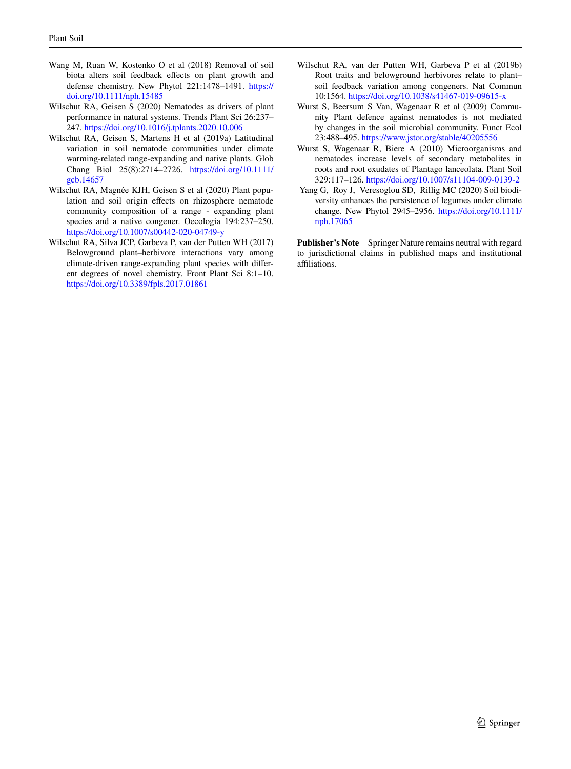Wang M, Ruan W, Kostenko O et al (2018) Removal of soil biota alters soil feedback effects on plant growth and defense chemistry. New Phytol 221:1478–1491. https://doi.org/10.1111/nph.15485

Wilschut RA, Geisen S (2020) Nematodes as drivers of plant performance in natural systems. Trends Plant Sci 26:237–247. https://doi.org/10.1016/j.tplants.2020.10.006

Wilschut RA, Geisen S, Martens H et al (2019a) Latitudinal variation in soil nematode communities under climate warming-related range-expanding and native plants. Glob Chang Biol 25(8):2714–2726. https://doi.org/10.1111/gcb.14657

Wilschut RA, Magnée KJH, Geisen S et al (2020) Plant population and soil origin effects on rhizosphere nematode community composition of a range - expanding plant species and a native congener. Oecologia 194:237–250. https://doi.org/10.1007/s00442-020-04749-y

Wilschut RA, Silva JCP, Garbeva P, van der Putten WH (2017) Belowground plant–herbivore interactions vary among climate-driven range-expanding plant species with different degrees of novel chemistry. Front Plant Sci 8:1–10. https://doi.org/10.3389/fpls.2017.01861

Wilschut RA, van der Putten WH, Garbeva P et al (2019b) Root traits and belowground herbivores relate to plant–soil feedback variation among congeners. Nat Commun 10:1564. https://doi.org/10.1038/s41467-019-09615-x

Wurst S, Beersum S Van, Wagenaar R et al (2009) Community Plant defence against nematodes is not mediated by changes in the soil microbial community. Funct Ecol 23:488–495. https://www.jstor.org/stable/40205556

Wurst S, Wagenaar R, Biere A (2010) Microorganisms and nematodes increase levels of secondary metabolites in roots and root exudates of Plantago lanceolata. Plant Soil 329:117–126. https://doi.org/10.1007/s11104-009-0139-2

Yang G, Roy J, Veresoglou SD, Rillig MC (2020) Soil biodiversity enhances the persistence of legumes under climate change. New Phytol 2945–2956. https://doi.org/10.1111/nph.17065

**Publisher's Note** Springer Nature remains neutral with regard to jurisdictional claims in published maps and institutional affiliations.